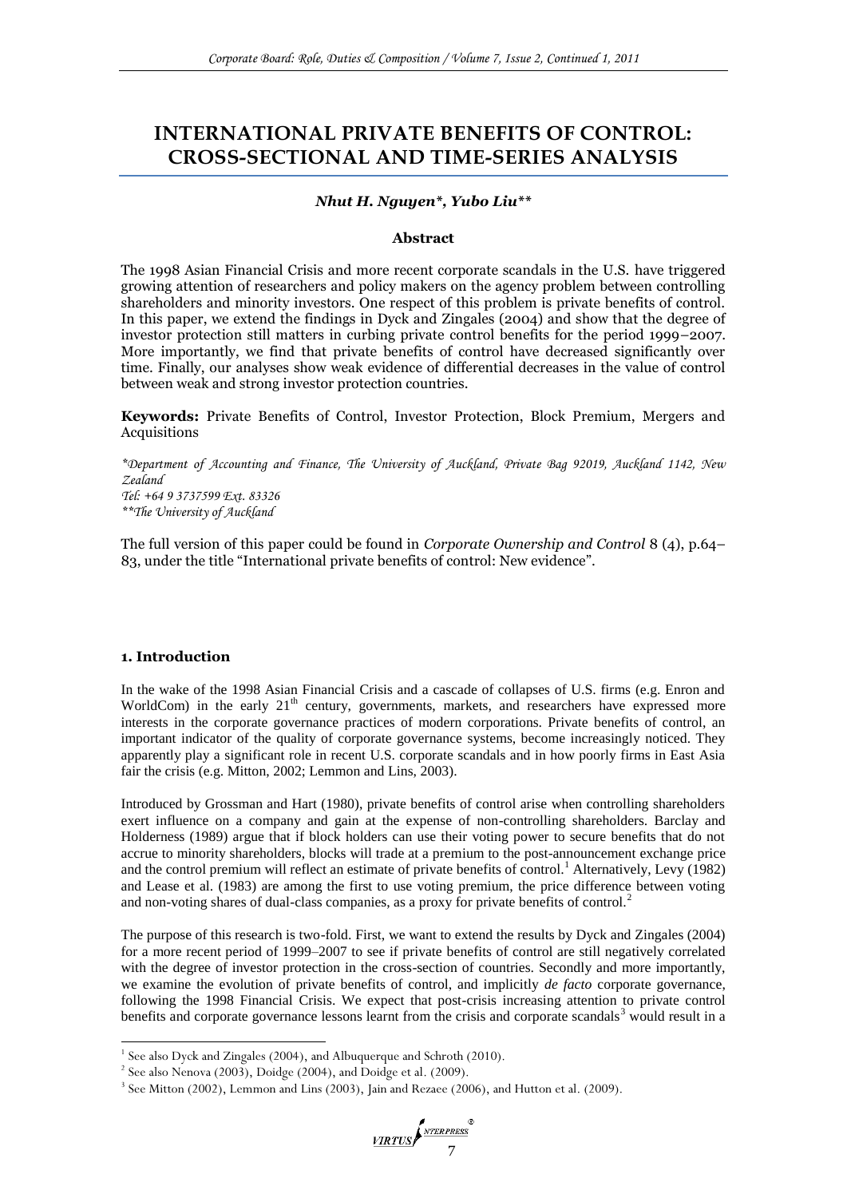# INTERNATIONAL PRIVATE BENEFITS OF CONTROL: CROSS-SECTIONAL AND TIME-SERIES ANALYSIS

***Nhut H. Nguyen*\*, Yubo Liu*\*\***

**Abstract**

The 1998 Asian Financial Crisis and more recent corporate scandals in the U.S. have triggered growing attention of researchers and policy makers on the agency problem between controlling shareholders and minority investors. One respect of this problem is private benefits of control. In this paper, we extend the findings in Dyck and Zingales (2004) and show that the degree of investor protection still matters in curbing private control benefits for the period 1999–2007. More importantly, we find that private benefits of control have decreased significantly over time. Finally, our analyses show weak evidence of differential decreases in the value of control between weak and strong investor protection countries.

**Keywords:** Private Benefits of Control, Investor Protection, Block Premium, Mergers and Acquisitions

*\*Department of Accounting and Finance, The University of Auckland, Private Bag 92019, Auckland 1142, New Zealand*
*Tel: +64 9 3737599 Ext. 83326*
*\*\*The University of Auckland*

The full version of this paper could be found in *Corporate Ownership and Control* 8 (4), p.64–83, under the title "International private benefits of control: New evidence".

## 1. Introduction

In the wake of the 1998 Asian Financial Crisis and a cascade of collapses of U.S. firms (e.g. Enron and WorldCom) in the early 21[th] century, governments, markets, and researchers have expressed more interests in the corporate governance practices of modern corporations. Private benefits of control, an important indicator of the quality of corporate governance systems, become increasingly noticed. They apparently play a significant role in recent U.S. corporate scandals and in how poorly firms in East Asia fair the crisis (e.g. Mitton, 2002; Lemmon and Lins, 2003).

Introduced by Grossman and Hart (1980), private benefits of control arise when controlling shareholders exert influence on a company and gain at the expense of non-controlling shareholders. Barclay and Holderness (1989) argue that if block holders can use their voting power to secure benefits that do not accrue to minority shareholders, blocks will trade at a premium to the post-announcement exchange price and the control premium will reflect an estimate of private benefits of control.[1] Alternatively, Levy (1982) and Lease et al. (1983) are among the first to use voting premium, the price difference between voting and non-voting shares of dual-class companies, as a proxy for private benefits of control.[2]

The purpose of this research is two-fold. First, we want to extend the results by Dyck and Zingales (2004) for a more recent period of 1999–2007 to see if private benefits of control are still negatively correlated with the degree of investor protection in the cross-section of countries. Secondly and more importantly, we examine the evolution of private benefits of control, and implicitly *de facto* corporate governance, following the 1998 Financial Crisis. We expect that post-crisis increasing attention to private control benefits and corporate governance lessons learnt from the crisis and corporate scandals[3] would result in a

---

[1] See also Dyck and Zingales (2004), and Albuquerque and Schroth (2010).

[2] See also Nenova (2003), Doidge (2004), and Doidge et al. (2009).

[3] See Mitton (2002), Lemmon and Lins (2003), Jain and Rezaee (2006), and Hutton et al. (2009).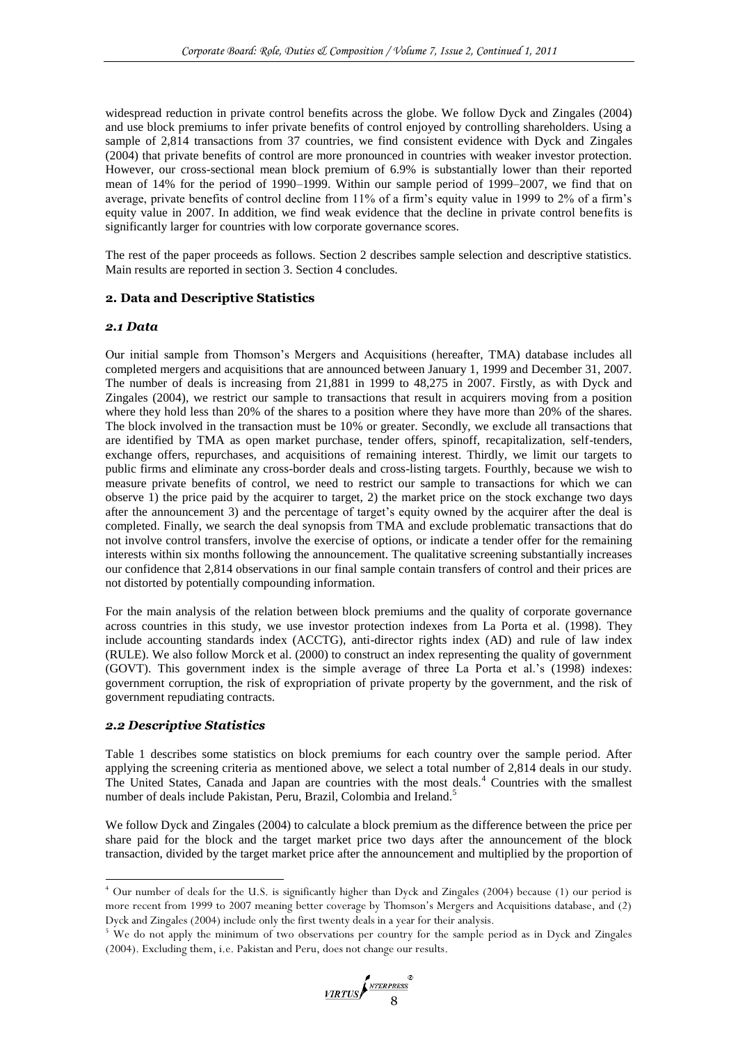widespread reduction in private control benefits across the globe. We follow Dyck and Zingales (2004) and use block premiums to infer private benefits of control enjoyed by controlling shareholders. Using a sample of 2,814 transactions from 37 countries, we find consistent evidence with Dyck and Zingales (2004) that private benefits of control are more pronounced in countries with weaker investor protection. However, our cross-sectional mean block premium of 6.9% is substantially lower than their reported mean of 14% for the period of 1990–1999. Within our sample period of 1999–2007, we find that on average, private benefits of control decline from 11% of a firm's equity value in 1999 to 2% of a firm's equity value in 2007. In addition, we find weak evidence that the decline in private control benefits is significantly larger for countries with low corporate governance scores.

The rest of the paper proceeds as follows. Section 2 describes sample selection and descriptive statistics. Main results are reported in section 3. Section 4 concludes.

## 2. Data and Descriptive Statistics

### *2.1 Data*

Our initial sample from Thomson's Mergers and Acquisitions (hereafter, TMA) database includes all completed mergers and acquisitions that are announced between January 1, 1999 and December 31, 2007. The number of deals is increasing from 21,881 in 1999 to 48,275 in 2007. Firstly, as with Dyck and Zingales (2004), we restrict our sample to transactions that result in acquirers moving from a position where they hold less than 20% of the shares to a position where they have more than 20% of the shares. The block involved in the transaction must be 10% or greater. Secondly, we exclude all transactions that are identified by TMA as open market purchase, tender offers, spinoff, recapitalization, self-tenders, exchange offers, repurchases, and acquisitions of remaining interest. Thirdly, we limit our targets to public firms and eliminate any cross-border deals and cross-listing targets. Fourthly, because we wish to measure private benefits of control, we need to restrict our sample to transactions for which we can observe 1) the price paid by the acquirer to target, 2) the market price on the stock exchange two days after the announcement 3) and the percentage of target's equity owned by the acquirer after the deal is completed. Finally, we search the deal synopsis from TMA and exclude problematic transactions that do not involve control transfers, involve the exercise of options, or indicate a tender offer for the remaining interests within six months following the announcement. The qualitative screening substantially increases our confidence that 2,814 observations in our final sample contain transfers of control and their prices are not distorted by potentially compounding information.

For the main analysis of the relation between block premiums and the quality of corporate governance across countries in this study, we use investor protection indexes from La Porta et al. (1998). They include accounting standards index (ACCTG), anti-director rights index (AD) and rule of law index (RULE). We also follow Morck et al. (2000) to construct an index representing the quality of government (GOVT). This government index is the simple average of three La Porta et al.'s (1998) indexes: government corruption, the risk of expropriation of private property by the government, and the risk of government repudiating contracts.

### *2.2 Descriptive Statistics*

Table 1 describes some statistics on block premiums for each country over the sample period. After applying the screening criteria as mentioned above, we select a total number of 2,814 deals in our study. The United States, Canada and Japan are countries with the most deals.[4] Countries with the smallest number of deals include Pakistan, Peru, Brazil, Colombia and Ireland.[5]

We follow Dyck and Zingales (2004) to calculate a block premium as the difference between the price per share paid for the block and the target market price two days after the announcement of the block transaction, divided by the target market price after the announcement and multiplied by the proportion of

---

[4] Our number of deals for the U.S. is significantly higher than Dyck and Zingales (2004) because (1) our period is more recent from 1999 to 2007 meaning better coverage by Thomson's Mergers and Acquisitions database, and (2) Dyck and Zingales (2004) include only the first twenty deals in a year for their analysis.

[5] We do not apply the minimum of two observations per country for the sample period as in Dyck and Zingales (2004). Excluding them, i.e. Pakistan and Peru, does not change our results.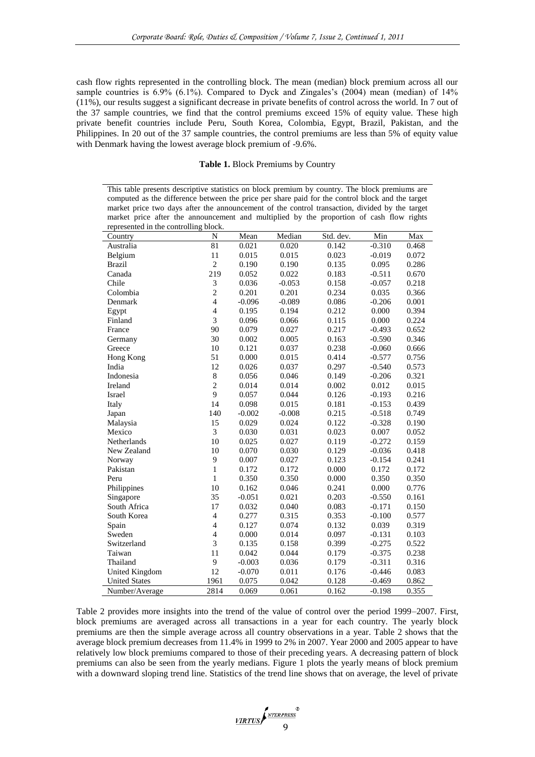cash flow rights represented in the controlling block. The mean (median) block premium across all our sample countries is 6.9% (6.1%). Compared to Dyck and Zingales's (2004) mean (median) of 14% (11%), our results suggest a significant decrease in private benefits of control across the world. In 7 out of the 37 sample countries, we find that the control premiums exceed 15% of equity value. These high private benefit countries include Peru, South Korea, Colombia, Egypt, Brazil, Pakistan, and the Philippines. In 20 out of the 37 sample countries, the control premiums are less than 5% of equity value with Denmark having the lowest average block premium of -9.6%.

**Table 1.** Block Premiums by Country

This table presents descriptive statistics on block premium by country. The block premiums are computed as the difference between the price per share paid for the control block and the target market price two days after the announcement of the control transaction, divided by the target market price after the announcement and multiplied by the proportion of cash flow rights represented in the controlling block.

| Country | N | Mean | Median | Std. dev. | Min | Max |
|---|---|---|---|---|---|---|
| Australia | 81 | 0.021 | 0.020 | 0.142 | -0.310 | 0.468 |
| Belgium | 11 | 0.015 | 0.015 | 0.023 | -0.019 | 0.072 |
| Brazil | 2 | 0.190 | 0.190 | 0.135 | 0.095 | 0.286 |
| Canada | 219 | 0.052 | 0.022 | 0.183 | -0.511 | 0.670 |
| Chile | 3 | 0.036 | -0.053 | 0.158 | -0.057 | 0.218 |
| Colombia | 2 | 0.201 | 0.201 | 0.234 | 0.035 | 0.366 |
| Denmark | 4 | -0.096 | -0.089 | 0.086 | -0.206 | 0.001 |
| Egypt | 4 | 0.195 | 0.194 | 0.212 | 0.000 | 0.394 |
| Finland | 3 | 0.096 | 0.066 | 0.115 | 0.000 | 0.224 |
| France | 90 | 0.079 | 0.027 | 0.217 | -0.493 | 0.652 |
| Germany | 30 | 0.002 | 0.005 | 0.163 | -0.590 | 0.346 |
| Greece | 10 | 0.121 | 0.037 | 0.238 | -0.060 | 0.666 |
| Hong Kong | 51 | 0.000 | 0.015 | 0.414 | -0.577 | 0.756 |
| India | 12 | 0.026 | 0.037 | 0.297 | -0.540 | 0.573 |
| Indonesia | 8 | 0.056 | 0.046 | 0.149 | -0.206 | 0.321 |
| Ireland | 2 | 0.014 | 0.014 | 0.002 | 0.012 | 0.015 |
| Israel | 9 | 0.057 | 0.044 | 0.126 | -0.193 | 0.216 |
| Italy | 14 | 0.098 | 0.015 | 0.181 | -0.153 | 0.439 |
| Japan | 140 | -0.002 | -0.008 | 0.215 | -0.518 | 0.749 |
| Malaysia | 15 | 0.029 | 0.024 | 0.122 | -0.328 | 0.190 |
| Mexico | 3 | 0.030 | 0.031 | 0.023 | 0.007 | 0.052 |
| Netherlands | 10 | 0.025 | 0.027 | 0.119 | -0.272 | 0.159 |
| New Zealand | 10 | 0.070 | 0.030 | 0.129 | -0.036 | 0.418 |
| Norway | 9 | 0.007 | 0.027 | 0.123 | -0.154 | 0.241 |
| Pakistan | 1 | 0.172 | 0.172 | 0.000 | 0.172 | 0.172 |
| Peru | 1 | 0.350 | 0.350 | 0.000 | 0.350 | 0.350 |
| Philippines | 10 | 0.162 | 0.046 | 0.241 | 0.000 | 0.776 |
| Singapore | 35 | -0.051 | 0.021 | 0.203 | -0.550 | 0.161 |
| South Africa | 17 | 0.032 | 0.040 | 0.083 | -0.171 | 0.150 |
| South Korea | 4 | 0.277 | 0.315 | 0.353 | -0.100 | 0.577 |
| Spain | 4 | 0.127 | 0.074 | 0.132 | 0.039 | 0.319 |
| Sweden | 4 | 0.000 | 0.014 | 0.097 | -0.131 | 0.103 |
| Switzerland | 3 | 0.135 | 0.158 | 0.399 | -0.275 | 0.522 |
| Taiwan | 11 | 0.042 | 0.044 | 0.179 | -0.375 | 0.238 |
| Thailand | 9 | -0.003 | 0.036 | 0.179 | -0.311 | 0.316 |
| United Kingdom | 12 | -0.070 | 0.011 | 0.176 | -0.446 | 0.083 |
| United States | 1961 | 0.075 | 0.042 | 0.128 | -0.469 | 0.862 |
| Number/Average | 2814 | 0.069 | 0.061 | 0.162 | -0.198 | 0.355 |

Table 2 provides more insights into the trend of the value of control over the period 1999–2007. First, block premiums are averaged across all transactions in a year for each country. The yearly block premiums are then the simple average across all country observations in a year. Table 2 shows that the average block premium decreases from 11.4% in 1999 to 2% in 2007. Year 2000 and 2005 appear to have relatively low block premiums compared to those of their preceding years. A decreasing pattern of block premiums can also be seen from the yearly medians. Figure 1 plots the yearly means of block premium with a downward sloping trend line. Statistics of the trend line shows that on average, the level of private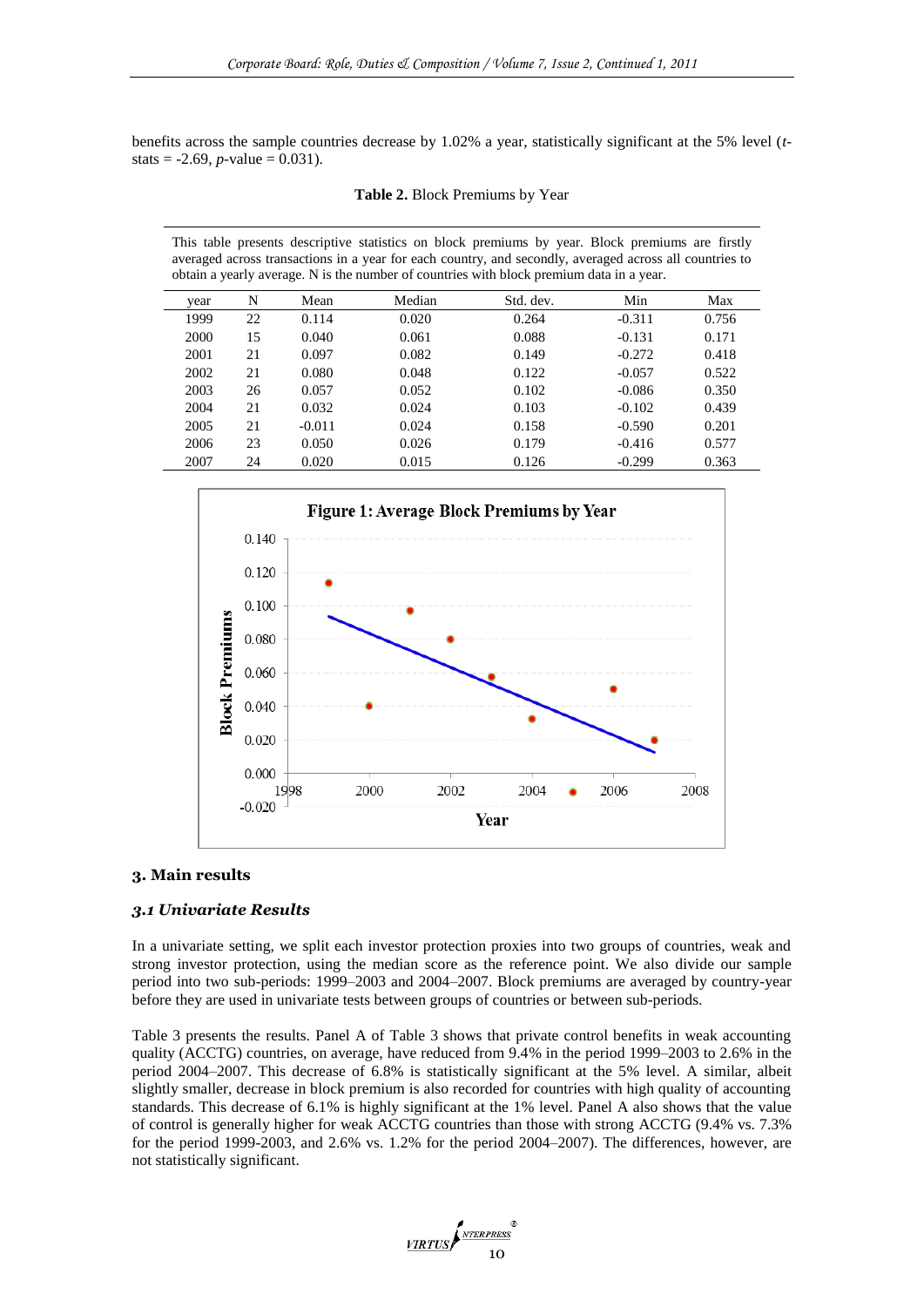benefits across the sample countries decrease by 1.02% a year, statistically significant at the 5% level (*t*-stats = -2.69, *p*-value = 0.031).

**Table 2.** Block Premiums by Year

This table presents descriptive statistics on block premiums by year. Block premiums are firstly averaged across transactions in a year for each country, and secondly, averaged across all countries to obtain a yearly average. N is the number of countries with block premium data in a year.

| year | N | Mean | Median | Std. dev. | Min | Max |
|---|---|---|---|---|---|---|
| 1999 | 22 | 0.114 | 0.020 | 0.264 | -0.311 | 0.756 |
| 2000 | 15 | 0.040 | 0.061 | 0.088 | -0.131 | 0.171 |
| 2001 | 21 | 0.097 | 0.082 | 0.149 | -0.272 | 0.418 |
| 2002 | 21 | 0.080 | 0.048 | 0.122 | -0.057 | 0.522 |
| 2003 | 26 | 0.057 | 0.052 | 0.102 | -0.086 | 0.350 |
| 2004 | 21 | 0.032 | 0.024 | 0.103 | -0.102 | 0.439 |
| 2005 | 21 | -0.011 | 0.024 | 0.158 | -0.590 | 0.201 |
| 2006 | 23 | 0.050 | 0.026 | 0.179 | -0.416 | 0.577 |
| 2007 | 24 | 0.020 | 0.015 | 0.126 | -0.299 | 0.363 |

**Figure 1: Average Block Premiums by Year**

## 3. Main results

### *3.1 Univariate Results*

In a univariate setting, we split each investor protection proxies into two groups of countries, weak and strong investor protection, using the median score as the reference point. We also divide our sample period into two sub-periods: 1999–2003 and 2004–2007. Block premiums are averaged by country-year before they are used in univariate tests between groups of countries or between sub-periods.

Table 3 presents the results. Panel A of Table 3 shows that private control benefits in weak accounting quality (ACCTG) countries, on average, have reduced from 9.4% in the period 1999–2003 to 2.6% in the period 2004–2007. This decrease of 6.8% is statistically significant at the 5% level. A similar, albeit slightly smaller, decrease in block premium is also recorded for countries with high quality of accounting standards. This decrease of 6.1% is highly significant at the 1% level. Panel A also shows that the value of control is generally higher for weak ACCTG countries than those with strong ACCTG (9.4% vs. 7.3% for the period 1999-2003, and 2.6% vs. 1.2% for the period 2004–2007). The differences, however, are not statistically significant.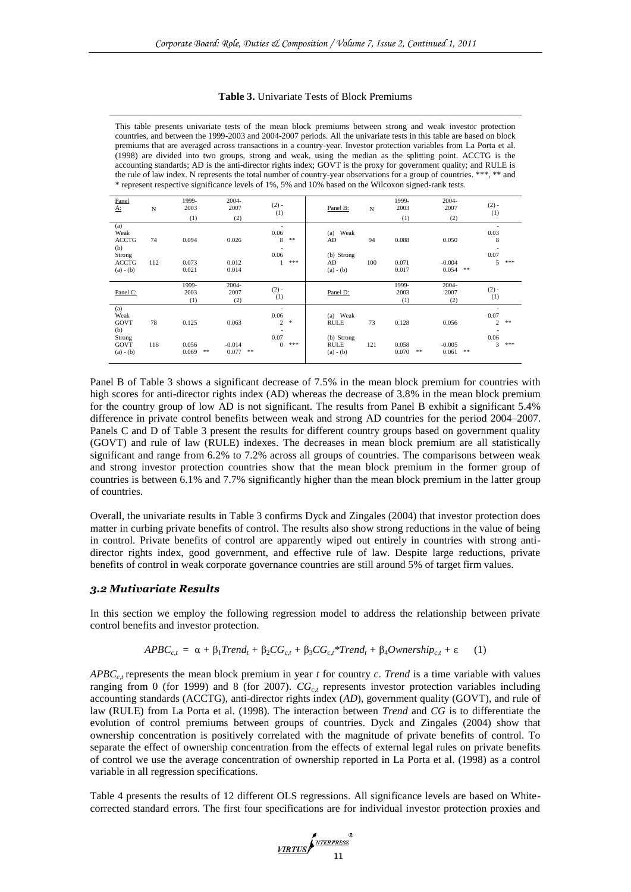**Table 3.** Univariate Tests of Block Premiums

This table presents univariate tests of the mean block premiums between strong and weak investor protection countries, and between the 1999-2003 and 2004-2007 periods. All the univariate tests in this table are based on block premiums that are averaged across transactions in a country-year. Investor protection variables from La Porta et al. (1998) are divided into two groups, strong and weak, using the median as the splitting point. ACCTG is the accounting standards; AD is the anti-director rights index; GOVT is the proxy for government quality; and RULE is the rule of law index. N represents the total number of country-year observations for a group of countries. ***, ** and * represent respective significance levels of 1%, 5% and 10% based on the Wilcoxon signed-rank tests.

| Panel A: | N | 1999-2003 (1) | 2004-2007 (2) | (2) - (1) | Panel B: | N | 1999-2003 (1) | 2004-2007 (2) | (2) - (1) |
|---|---|---|---|---|---|---|---|---|---|
| (a) Weak ACCTG | 74 | 0.094 | 0.026 | -0.068 ** | (a) Weak AD | 94 | 0.088 | 0.050 | -0.038 |
| (b) Strong ACCTG | 112 | 0.073 | 0.012 | -0.061 *** | (b) Strong AD | 100 | 0.071 | -0.004 | -0.075 *** |
| (a) - (b) | | 0.021 | 0.014 | | (a) - (b) | | 0.017 | 0.054 ** | |
| **Panel C:** | | **1999-2003 (1)** | **2004-2007 (2)** | **(2) - (1)** | **Panel D:** | | **1999-2003 (1)** | **2004-2007 (2)** | **(2) - (1)** |
| (a) Weak GOVT | 78 | 0.125 | 0.063 | -0.062 * | (a) Weak RULE | 73 | 0.128 | 0.056 | -0.072 ** |
| (b) Strong GOVT | 116 | 0.056 | -0.014 | -0.070 *** | (b) Strong RULE | 121 | 0.058 | -0.005 | -0.063 *** |
| (a) - (b) | | 0.069 ** | 0.077 ** | | (a) - (b) | | 0.070 ** | 0.061 ** | |

Panel B of Table 3 shows a significant decrease of 7.5% in the mean block premium for countries with high scores for anti-director rights index (AD) whereas the decrease of 3.8% in the mean block premium for the country group of low AD is not significant. The results from Panel B exhibit a significant 5.4% difference in private control benefits between weak and strong AD countries for the period 2004–2007. Panels C and D of Table 3 present the results for different country groups based on government quality (GOVT) and rule of law (RULE) indexes. The decreases in mean block premium are all statistically significant and range from 6.2% to 7.2% across all groups of countries. The comparisons between weak and strong investor protection countries show that the mean block premium in the former group of countries is between 6.1% and 7.7% significantly higher than the mean block premium in the latter group of countries.

Overall, the univariate results in Table 3 confirms Dyck and Zingales (2004) that investor protection does matter in curbing private benefits of control. The results also show strong reductions in the value of being in control. Private benefits of control are apparently wiped out entirely in countries with strong anti-director rights index, good government, and effective rule of law. Despite large reductions, private benefits of control in weak corporate governance countries are still around 5% of target firm values.

### *3.2 Mutivariate Results*

In this section we employ the following regression model to address the relationship between private control benefits and investor protection.

$$APBC_{c,t} = \alpha + \beta_1 Trend_t + \beta_2 CG_{c,t} + \beta_3 CG_{c,t}{*}Trend_t + \beta_4 Ownership_{c,t} + \varepsilon \qquad (1)$$

$APBC_{c,t}$ represents the mean block premium in year $t$ for country $c$. *Trend* is a time variable with values ranging from 0 (for 1999) and 8 (for 2007). $CG_{c,t}$ represents investor protection variables including accounting standards (ACCTG), anti-director rights index (*AD*), government quality (GOVT), and rule of law (RULE) from La Porta et al. (1998). The interaction between *Trend* and *CG* is to differentiate the evolution of control premiums between groups of countries. Dyck and Zingales (2004) show that ownership concentration is positively correlated with the magnitude of private benefits of control. To separate the effect of ownership concentration from the effects of external legal rules on private benefits of control we use the average concentration of ownership reported in La Porta et al. (1998) as a control variable in all regression specifications.

Table 4 presents the results of 12 different OLS regressions. All significance levels are based on White-corrected standard errors. The first four specifications are for individual investor protection proxies and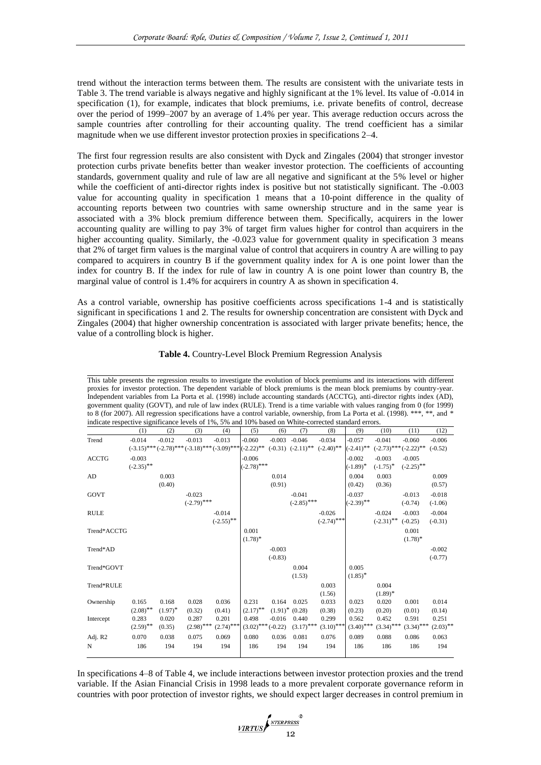trend without the interaction terms between them. The results are consistent with the univariate tests in Table 3. The trend variable is always negative and highly significant at the 1% level. Its value of -0.014 in specification (1), for example, indicates that block premiums, i.e. private benefits of control, decrease over the period of 1999–2007 by an average of 1.4% per year. This average reduction occurs across the sample countries after controlling for their accounting quality. The trend coefficient has a similar magnitude when we use different investor protection proxies in specifications 2–4.

The first four regression results are also consistent with Dyck and Zingales (2004) that stronger investor protection curbs private benefits better than weaker investor protection. The coefficients of accounting standards, government quality and rule of law are all negative and significant at the 5% level or higher while the coefficient of anti-director rights index is positive but not statistically significant. The -0.003 value for accounting quality in specification 1 means that a 10-point difference in the quality of accounting reports between two countries with same ownership structure and in the same year is associated with a 3% block premium difference between them. Specifically, acquirers in the lower accounting quality are willing to pay 3% of target firm values higher for control than acquirers in the higher accounting quality. Similarly, the -0.023 value for government quality in specification 3 means that 2% of target firm values is the marginal value of control that acquirers in country A are willing to pay compared to acquirers in country B if the government quality index for A is one point lower than the index for country B. If the index for rule of law in country A is one point lower than country B, the marginal value of control is 1.4% for acquirers in country A as shown in specification 4.

As a control variable, ownership has positive coefficients across specifications 1-4 and is statistically significant in specifications 1 and 2. The results for ownership concentration are consistent with Dyck and Zingales (2004) that higher ownership concentration is associated with larger private benefits; hence, the value of a controlling block is higher.

**Table 4.** Country-Level Block Premium Regression Analysis

This table presents the regression results to investigate the evolution of block premiums and its interactions with different proxies for investor protection. The dependent variable of block premiums is the mean block premiums by country-year. Independent variables from La Porta et al. (1998) include accounting standards (ACCTG), anti-director rights index (AD), government quality (GOVT), and rule of law index (RULE). Trend is a time variable with values ranging from 0 (for 1999) to 8 (for 2007). All regression specifications have a control variable, ownership, from La Porta et al. (1998). ***, **, and * indicate respective significance levels of 1%, 5% and 10% based on White-corrected standard errors.

| | (1) | (2) | (3) | (4) | (5) | (6) | (7) | (8) | (9) | (10) | (11) | (12) |
|---|---|---|---|---|---|---|---|---|---|---|---|---|
| Trend | -0.014 | -0.012 | -0.013 | -0.013 | -0.060 | -0.003 | -0.046 | -0.034 | -0.057 | -0.041 | -0.060 | -0.006 |
| | (-3.15)*** | (-2.78)*** | (-3.18)*** | (-3.09)*** | (-2.22)** | (-0.31) | (-2.11)** | (-2.40)** | (-2.41)** | (-2.73)*** | (-2.22)** | (-0.52) |
| ACCTG | -0.003 | | | | -0.006 | | | | -0.002 | -0.003 | -0.005 | |
| | (-2.35)** | | | | (-2.78)*** | | | | (-1.89)* | (-1.75)* | (-2.25)** | |
| AD | | 0.003 | | | | 0.014 | | | 0.004 | 0.003 | | 0.009 |
| | | (0.40) | | | | (0.91) | | | (0.42) | (0.36) | | (0.57) |
| GOVT | | | -0.023 | | | | -0.041 | | -0.037 | | -0.013 | -0.018 |
| | | | (-2.79)*** | | | | (-2.85)*** | | (-2.39)** | | (-0.74) | (-1.06) |
| RULE | | | | -0.014 | | | | -0.026 | | -0.024 | -0.003 | -0.004 |
| | | | | (-2.55)** | | | | (-2.74)*** | | (-2.31)** | (-0.25) | (-0.31) |
| Trend*ACCTG | | | | | 0.001 | | | | | | 0.001 | |
| | | | | | (1.78)* | | | | | | (1.78)* | |
| Trend*AD | | | | | | -0.003 | | | | | | -0.002 |
| | | | | | | (-0.83) | | | | | | (-0.77) |
| Trend*GOVT | | | | | | | 0.004 | | 0.005 | | | |
| | | | | | | | (1.53) | | (1.85)* | | | |
| Trend*RULE | | | | | | | | 0.003 | | 0.004 | | |
| | | | | | | | | (1.56) | | (1.89)* | | |
| Ownership | 0.165 | 0.168 | 0.028 | 0.036 | 0.231 | 0.164 | 0.025 | 0.033 | 0.023 | 0.020 | 0.001 | 0.014 |
| | (2.08)** | (1.97)* | (0.32) | (0.41) | (2.17)** | (1.91)* | (0.28) | (0.38) | (0.23) | (0.20) | (0.01) | (0.14) |
| Intercept | 0.283 | 0.020 | 0.287 | 0.201 | 0.498 | -0.016 | 0.440 | 0.299 | 0.562 | 0.452 | 0.591 | 0.251 |
| | (2.59)** | (0.35) | (2.98)*** | (2.74)*** | (3.02)*** | (-0.22) | (3.17)*** | (3.10)*** | (3.40)*** | (3.34)*** | (3.34)*** | (2.03)** |
| Adj. R2 | 0.070 | 0.038 | 0.075 | 0.069 | 0.080 | 0.036 | 0.081 | 0.076 | 0.089 | 0.088 | 0.086 | 0.063 |
| N | 186 | 194 | 194 | 194 | 186 | 194 | 194 | 194 | 186 | 186 | 186 | 194 |

In specifications 4–8 of Table 4, we include interactions between investor protection proxies and the trend variable. If the Asian Financial Crisis in 1998 leads to a more prevalent corporate governance reform in countries with poor protection of investor rights, we should expect larger decreases in control premium in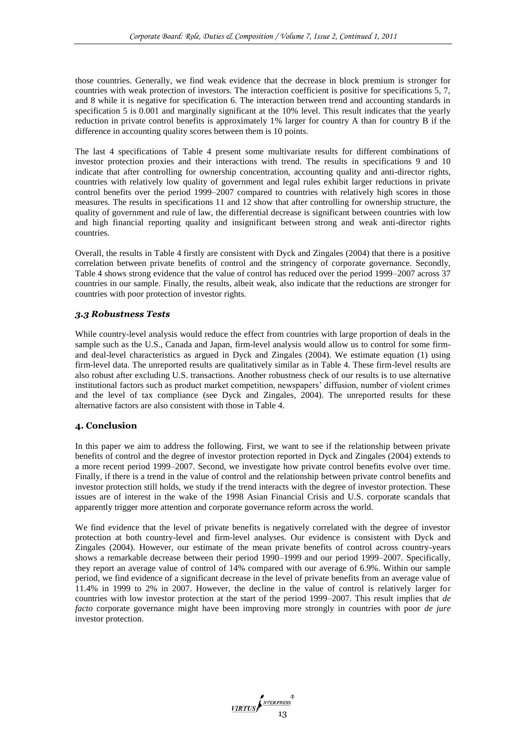those countries. Generally, we find weak evidence that the decrease in block premium is stronger for countries with weak protection of investors. The interaction coefficient is positive for specifications 5, 7, and 8 while it is negative for specification 6. The interaction between trend and accounting standards in specification 5 is 0.001 and marginally significant at the 10% level. This result indicates that the yearly reduction in private control benefits is approximately 1% larger for country A than for country B if the difference in accounting quality scores between them is 10 points.

The last 4 specifications of Table 4 present some multivariate results for different combinations of investor protection proxies and their interactions with trend. The results in specifications 9 and 10 indicate that after controlling for ownership concentration, accounting quality and anti-director rights, countries with relatively low quality of government and legal rules exhibit larger reductions in private control benefits over the period 1999–2007 compared to countries with relatively high scores in those measures. The results in specifications 11 and 12 show that after controlling for ownership structure, the quality of government and rule of law, the differential decrease is significant between countries with low and high financial reporting quality and insignificant between strong and weak anti-director rights countries.

Overall, the results in Table 4 firstly are consistent with Dyck and Zingales (2004) that there is a positive correlation between private benefits of control and the stringency of corporate governance. Secondly, Table 4 shows strong evidence that the value of control has reduced over the period 1999–2007 across 37 countries in our sample. Finally, the results, albeit weak, also indicate that the reductions are stronger for countries with poor protection of investor rights.

### *3.3 Robustness Tests*

While country-level analysis would reduce the effect from countries with large proportion of deals in the sample such as the U.S., Canada and Japan, firm-level analysis would allow us to control for some firm- and deal-level characteristics as argued in Dyck and Zingales (2004). We estimate equation (1) using firm-level data. The unreported results are qualitatively similar as in Table 4. These firm-level results are also robust after excluding U.S. transactions. Another robustness check of our results is to use alternative institutional factors such as product market competition, newspapers' diffusion, number of violent crimes and the level of tax compliance (see Dyck and Zingales, 2004). The unreported results for these alternative factors are also consistent with those in Table 4.

## 4. Conclusion

In this paper we aim to address the following. First, we want to see if the relationship between private benefits of control and the degree of investor protection reported in Dyck and Zingales (2004) extends to a more recent period 1999–2007. Second, we investigate how private control benefits evolve over time. Finally, if there is a trend in the value of control and the relationship between private control benefits and investor protection still holds, we study if the trend interacts with the degree of investor protection. These issues are of interest in the wake of the 1998 Asian Financial Crisis and U.S. corporate scandals that apparently trigger more attention and corporate governance reform across the world.

We find evidence that the level of private benefits is negatively correlated with the degree of investor protection at both country-level and firm-level analyses. Our evidence is consistent with Dyck and Zingales (2004). However, our estimate of the mean private benefits of control across country-years shows a remarkable decrease between their period 1990–1999 and our period 1999–2007. Specifically, they report an average value of control of 14% compared with our average of 6.9%. Within our sample period, we find evidence of a significant decrease in the level of private benefits from an average value of 11.4% in 1999 to 2% in 2007. However, the decline in the value of control is relatively larger for countries with low investor protection at the start of the period 1999–2007. This result implies that *de facto* corporate governance might have been improving more strongly in countries with poor *de jure* investor protection.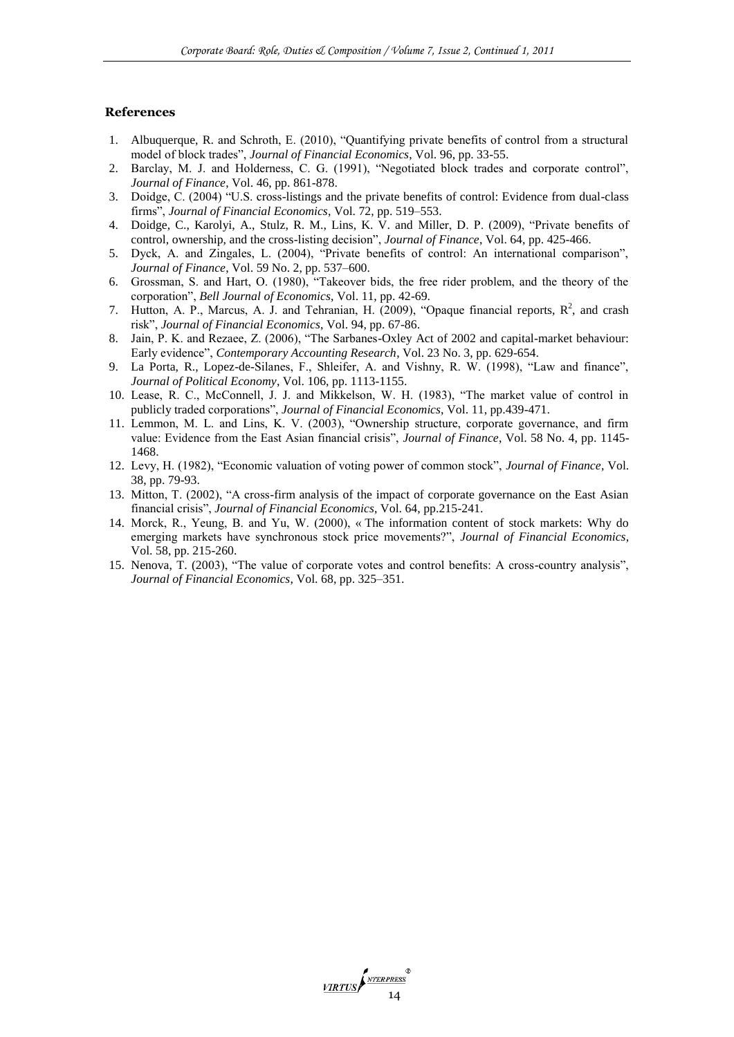## References

1. Albuquerque, R. and Schroth, E. (2010), "Quantifying private benefits of control from a structural model of block trades", *Journal of Financial Economics*, Vol. 96, pp. 33-55.
2. Barclay, M. J. and Holderness, C. G. (1991), "Negotiated block trades and corporate control", *Journal of Finance*, Vol. 46, pp. 861-878.
3. Doidge, C. (2004) "U.S. cross-listings and the private benefits of control: Evidence from dual-class firms", *Journal of Financial Economics*, Vol. 72, pp. 519–553.
4. Doidge, C., Karolyi, A., Stulz, R. M., Lins, K. V. and Miller, D. P. (2009), "Private benefits of control, ownership, and the cross-listing decision", *Journal of Finance*, Vol. 64, pp. 425-466.
5. Dyck, A. and Zingales, L. (2004), "Private benefits of control: An international comparison", *Journal of Finance*, Vol. 59 No. 2, pp. 537–600.
6. Grossman, S. and Hart, O. (1980), "Takeover bids, the free rider problem, and the theory of the corporation", *Bell Journal of Economics*, Vol. 11, pp. 42-69.
7. Hutton, A. P., Marcus, A. J. and Tehranian, H. (2009), "Opaque financial reports, $R^2$, and crash risk", *Journal of Financial Economics*, Vol. 94, pp. 67-86.
8. Jain, P. K. and Rezaee, Z. (2006), "The Sarbanes-Oxley Act of 2002 and capital-market behaviour: Early evidence", *Contemporary Accounting Research*, Vol. 23 No. 3, pp. 629-654.
9. La Porta, R., Lopez-de-Silanes, F., Shleifer, A. and Vishny, R. W. (1998), "Law and finance", *Journal of Political Economy*, Vol. 106, pp. 1113-1155.
10. Lease, R. C., McConnell, J. J. and Mikkelson, W. H. (1983), "The market value of control in publicly traded corporations", *Journal of Financial Economics*, Vol. 11, pp.439-471.
11. Lemmon, M. L. and Lins, K. V. (2003), "Ownership structure, corporate governance, and firm value: Evidence from the East Asian financial crisis", *Journal of Finance*, Vol. 58 No. 4, pp. 1145-1468.
12. Levy, H. (1982), "Economic valuation of voting power of common stock", *Journal of Finance*, Vol. 38, pp. 79-93.
13. Mitton, T. (2002), "A cross-firm analysis of the impact of corporate governance on the East Asian financial crisis", *Journal of Financial Economics*, Vol. 64, pp.215-241.
14. Morck, R., Yeung, B. and Yu, W. (2000), « The information content of stock markets: Why do emerging markets have synchronous stock price movements?", *Journal of Financial Economics*, Vol. 58, pp. 215-260.
15. Nenova, T. (2003), "The value of corporate votes and control benefits: A cross-country analysis", *Journal of Financial Economics*, Vol. 68, pp. 325–351.